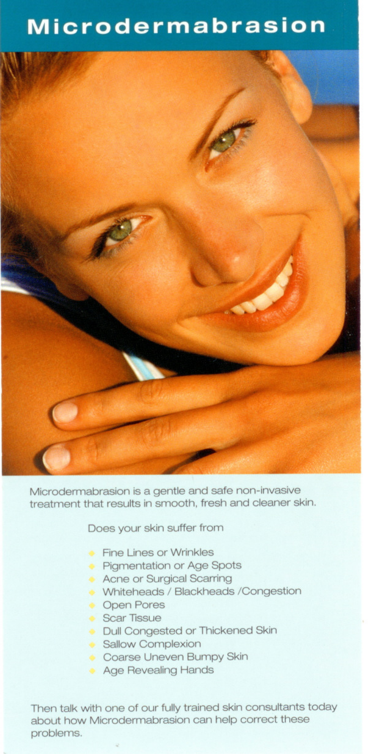# Microdermabrasion

Microdermabrasion is a gentle and safe non-invasive treatment that results in smooth, fresh and cleaner skin.

Does your skin suffer from

- Fine Lines or Wrinkles
- Pigmentation or Age Spots
- Acne or Surgical Scarring
- Whiteheads / Blackheads /Congestion
- Open Pores
- Scar Tissue
- Dull Congested or Thickened Skin
- Sallow Complexion
- Coarse Uneven Bumpy Skin
- Age Revealing Hands

Then talk with one of our fully trained skin consultants today about how Microdermabrasion can help correct these problems.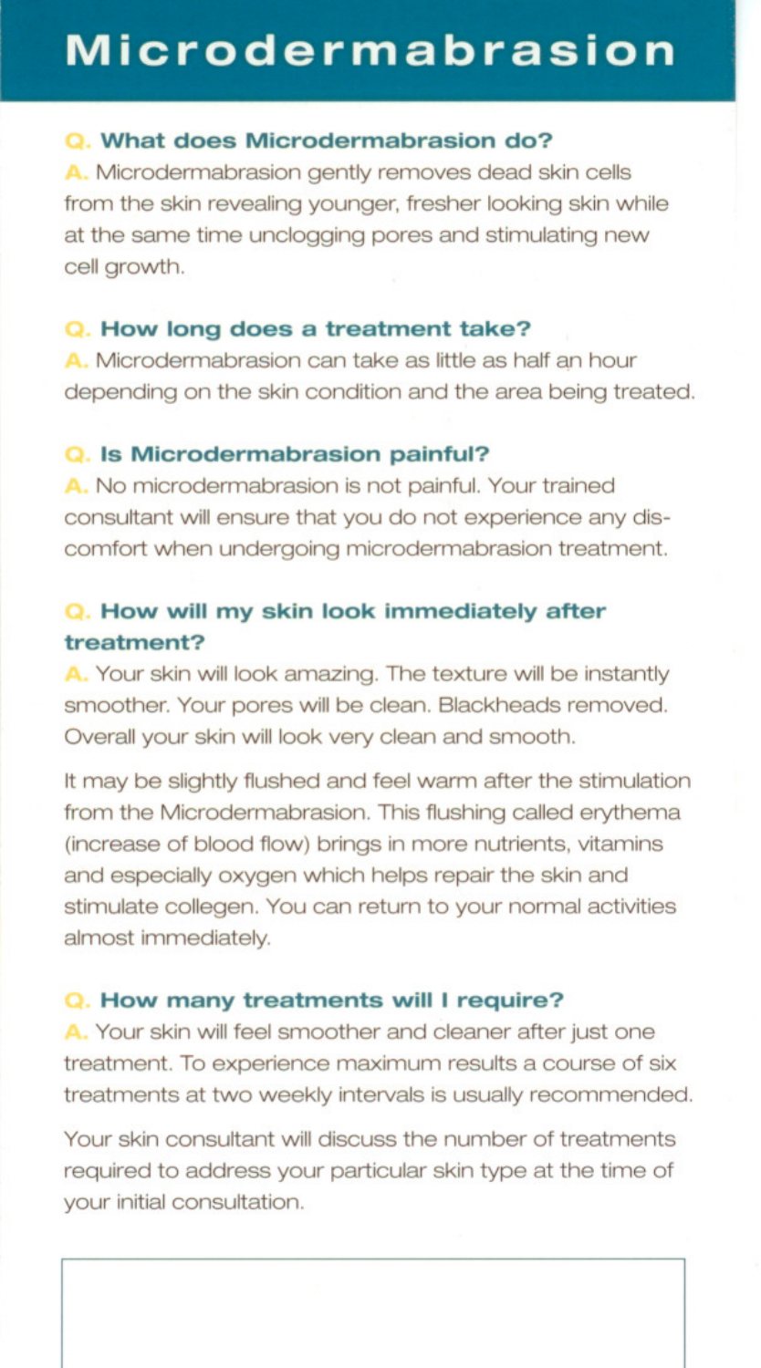# Microdermabrasion

**Q. What does Microdermabrasion do?**

A. Microdermabrasion gently removes dead skin cells from the skin revealing younger, fresher looking skin while at the same time unclogging pores and stimulating new cell growth.

**Q. How long does a treatment take?**

A. Microdermabrasion can take as little as half an hour depending on the skin condition and the area being treated.

**Q. Is Microdermabrasion painful?**

A. No microdermabrasion is not painful. Your trained consultant will ensure that you do not experience any discomfort when undergoing microdermabrasion treatment.

**Q. How will my skin look immediately after treatment?**

A. Your skin will look amazing. The texture will be instantly smoother. Your pores will be clean. Blackheads removed. Overall your skin will look very clean and smooth.

It may be slightly flushed and feel warm after the stimulation from the Microdermabrasion. This flushing called erythema (increase of blood flow) brings in more nutrients, vitamins and especially oxygen which helps repair the skin and stimulate collegen. You can return to your normal activities almost immediately.

**Q. How many treatments will I require?**

A. Your skin will feel smoother and cleaner after just one treatment. To experience maximum results a course of six treatments at two weekly intervals is usually recommended.

Your skin consultant will discuss the number of treatments required to address your particular skin type at the time of your initial consultation.